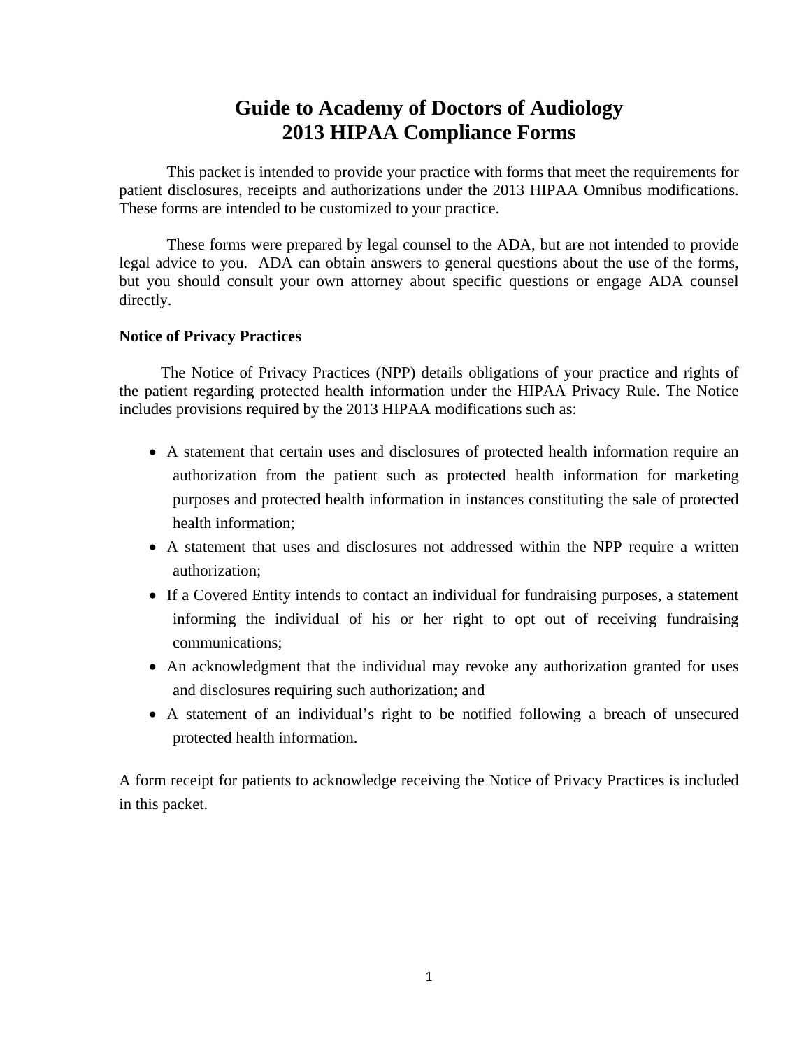# Guide to Academy of Doctors of Audiology
# 2013 HIPAA Compliance Forms

This packet is intended to provide your practice with forms that meet the requirements for patient disclosures, receipts and authorizations under the 2013 HIPAA Omnibus modifications. These forms are intended to be customized to your practice.

These forms were prepared by legal counsel to the ADA, but are not intended to provide legal advice to you. ADA can obtain answers to general questions about the use of the forms, but you should consult your own attorney about specific questions or engage ADA counsel directly.

**Notice of Privacy Practices**

The Notice of Privacy Practices (NPP) details obligations of your practice and rights of the patient regarding protected health information under the HIPAA Privacy Rule. The Notice includes provisions required by the 2013 HIPAA modifications such as:

- A statement that certain uses and disclosures of protected health information require an authorization from the patient such as protected health information for marketing purposes and protected health information in instances constituting the sale of protected health information;
- A statement that uses and disclosures not addressed within the NPP require a written authorization;
- If a Covered Entity intends to contact an individual for fundraising purposes, a statement informing the individual of his or her right to opt out of receiving fundraising communications;
- An acknowledgment that the individual may revoke any authorization granted for uses and disclosures requiring such authorization; and
- A statement of an individual's right to be notified following a breach of unsecured protected health information.

A form receipt for patients to acknowledge receiving the Notice of Privacy Practices is included in this packet.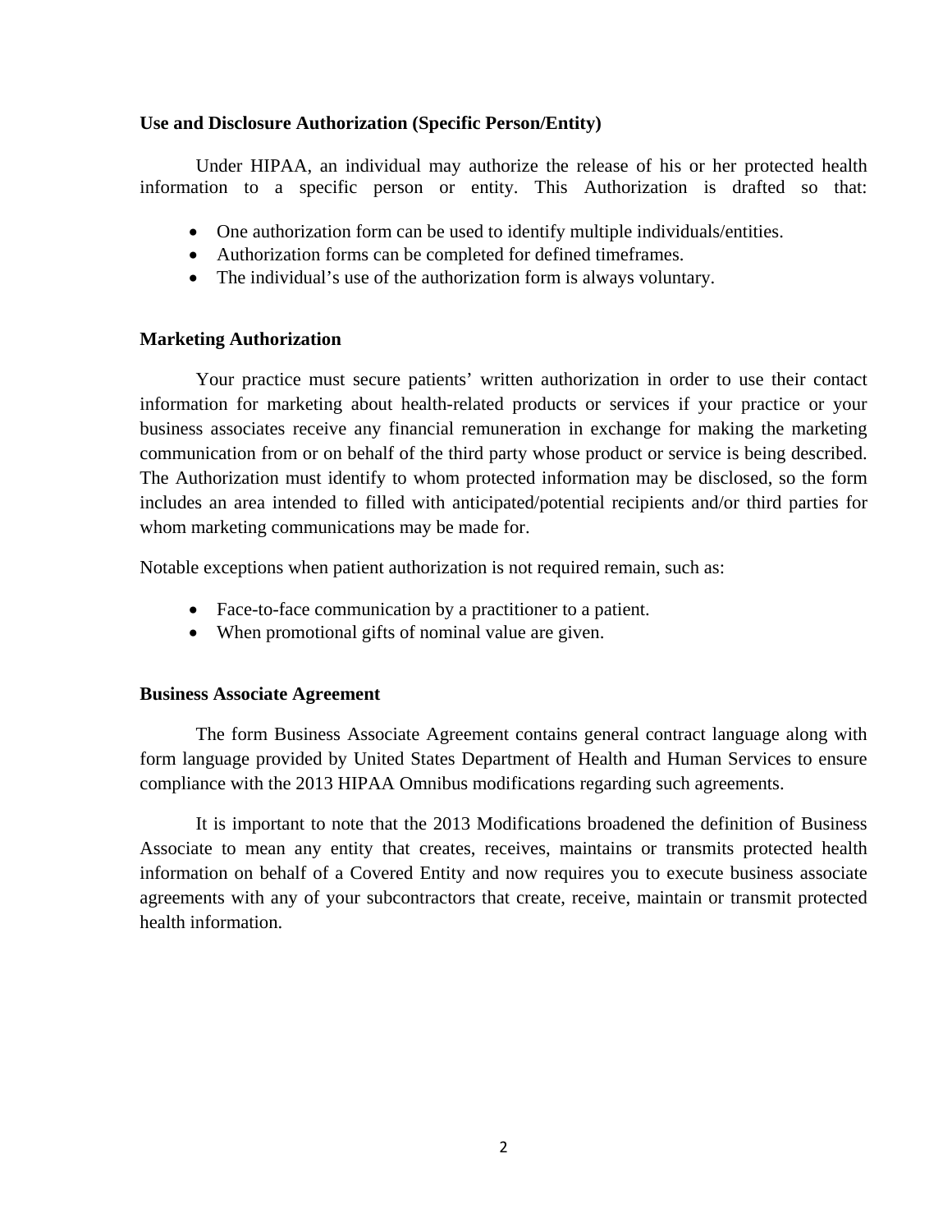**Use and Disclosure Authorization (Specific Person/Entity)**

Under HIPAA, an individual may authorize the release of his or her protected health information to a specific person or entity. This Authorization is drafted so that:

- One authorization form can be used to identify multiple individuals/entities.
- Authorization forms can be completed for defined timeframes.
- The individual's use of the authorization form is always voluntary.

**Marketing Authorization**

Your practice must secure patients' written authorization in order to use their contact information for marketing about health-related products or services if your practice or your business associates receive any financial remuneration in exchange for making the marketing communication from or on behalf of the third party whose product or service is being described. The Authorization must identify to whom protected information may be disclosed, so the form includes an area intended to filled with anticipated/potential recipients and/or third parties for whom marketing communications may be made for.

Notable exceptions when patient authorization is not required remain, such as:

- Face-to-face communication by a practitioner to a patient.
- When promotional gifts of nominal value are given.

**Business Associate Agreement**

The form Business Associate Agreement contains general contract language along with form language provided by United States Department of Health and Human Services to ensure compliance with the 2013 HIPAA Omnibus modifications regarding such agreements.

It is important to note that the 2013 Modifications broadened the definition of Business Associate to mean any entity that creates, receives, maintains or transmits protected health information on behalf of a Covered Entity and now requires you to execute business associate agreements with any of your subcontractors that create, receive, maintain or transmit protected health information.